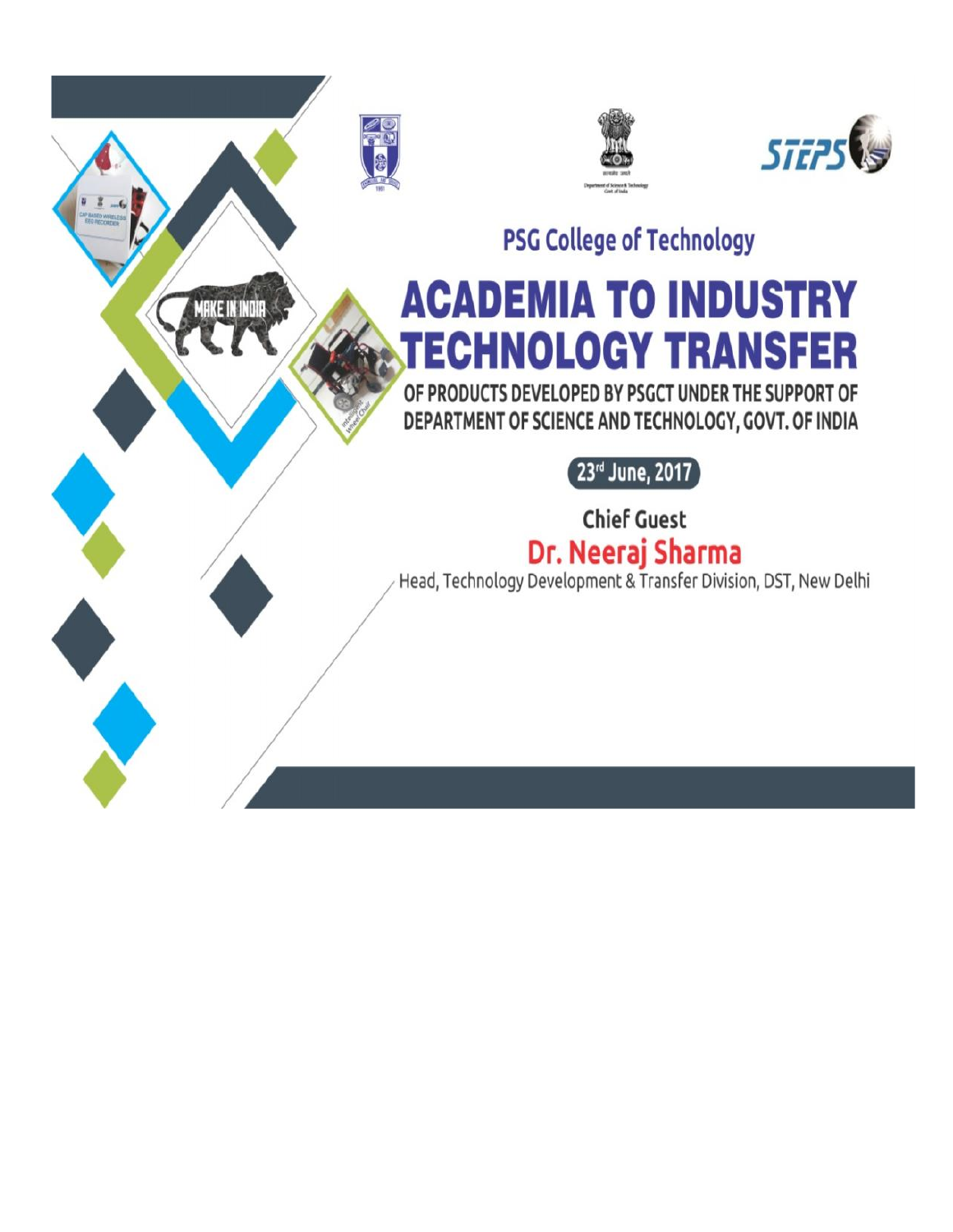## PSG College of Technology

# ACADEMIA TO INDUSTRY TECHNOLOGY TRANSFER

OF PRODUCTS DEVELOPED BY PSGCT UNDER THE SUPPORT OF DEPARTMENT OF SCIENCE AND TECHNOLOGY, GOVT. OF INDIA

23rd June, 2017

**Chief Guest**

**Dr. Neeraj Sharma**

Head, Technology Development & Transfer Division, DST, New Delhi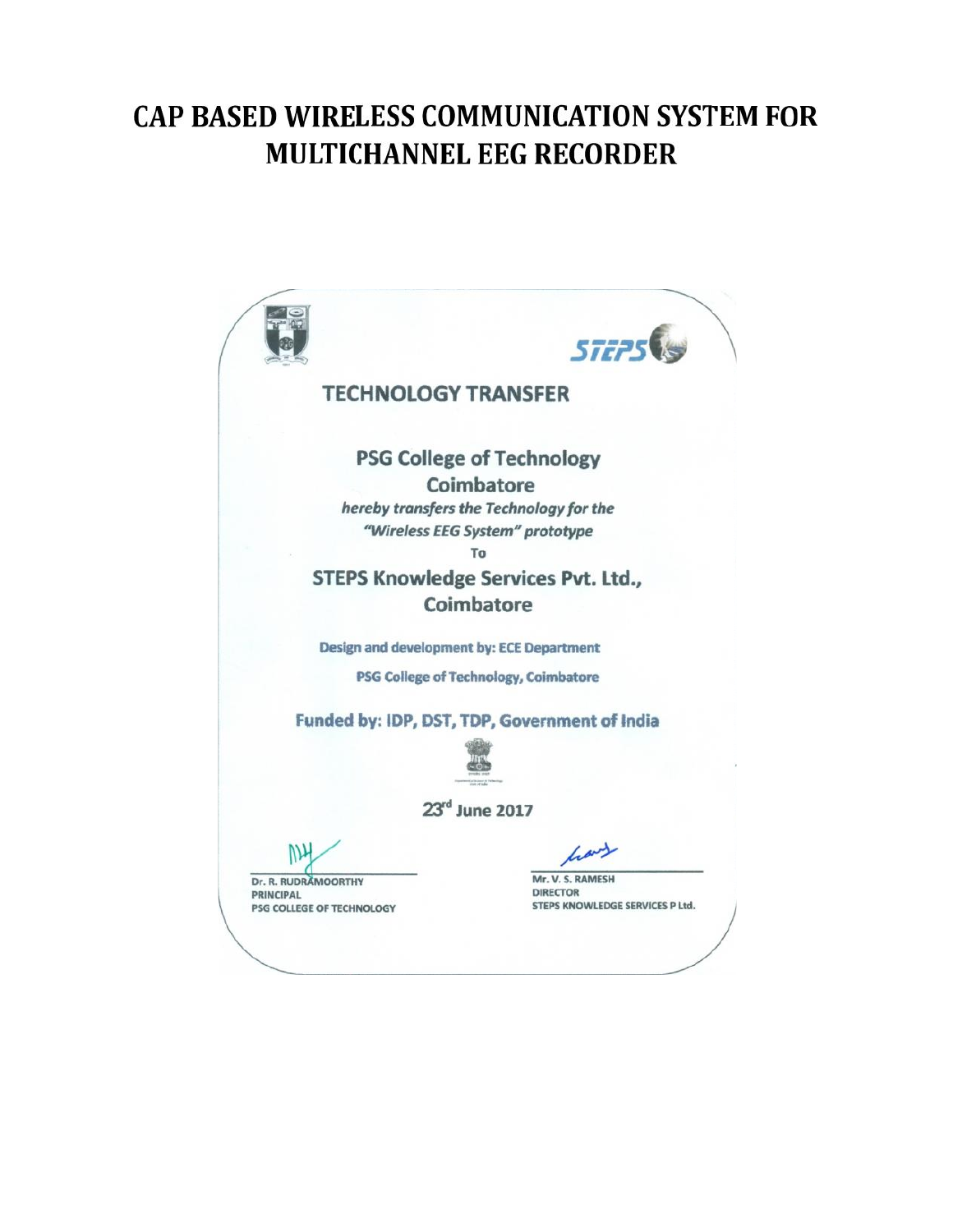# CAP BASED WIRELESS COMMUNICATION SYSTEM FOR MULTICHANNEL EEG RECORDER

## TECHNOLOGY TRANSFER

**PSG College of Technology**
**Coimbatore**

*hereby transfers the Technology for the*
*"Wireless EEG System" prototype*

To

**STEPS Knowledge Services Pvt. Ltd.,**
**Coimbatore**

**Design and development by: ECE Department**

**PSG College of Technology, Coimbatore**

**Funded by: IDP, DST, TDP, Government of India**

**23rd June 2017**

Dr. R. RUDRAMOORTHY
PRINCIPAL
PSG COLLEGE OF TECHNOLOGY

Mr. V. S. RAMESH
DIRECTOR
STEPS KNOWLEDGE SERVICES P Ltd.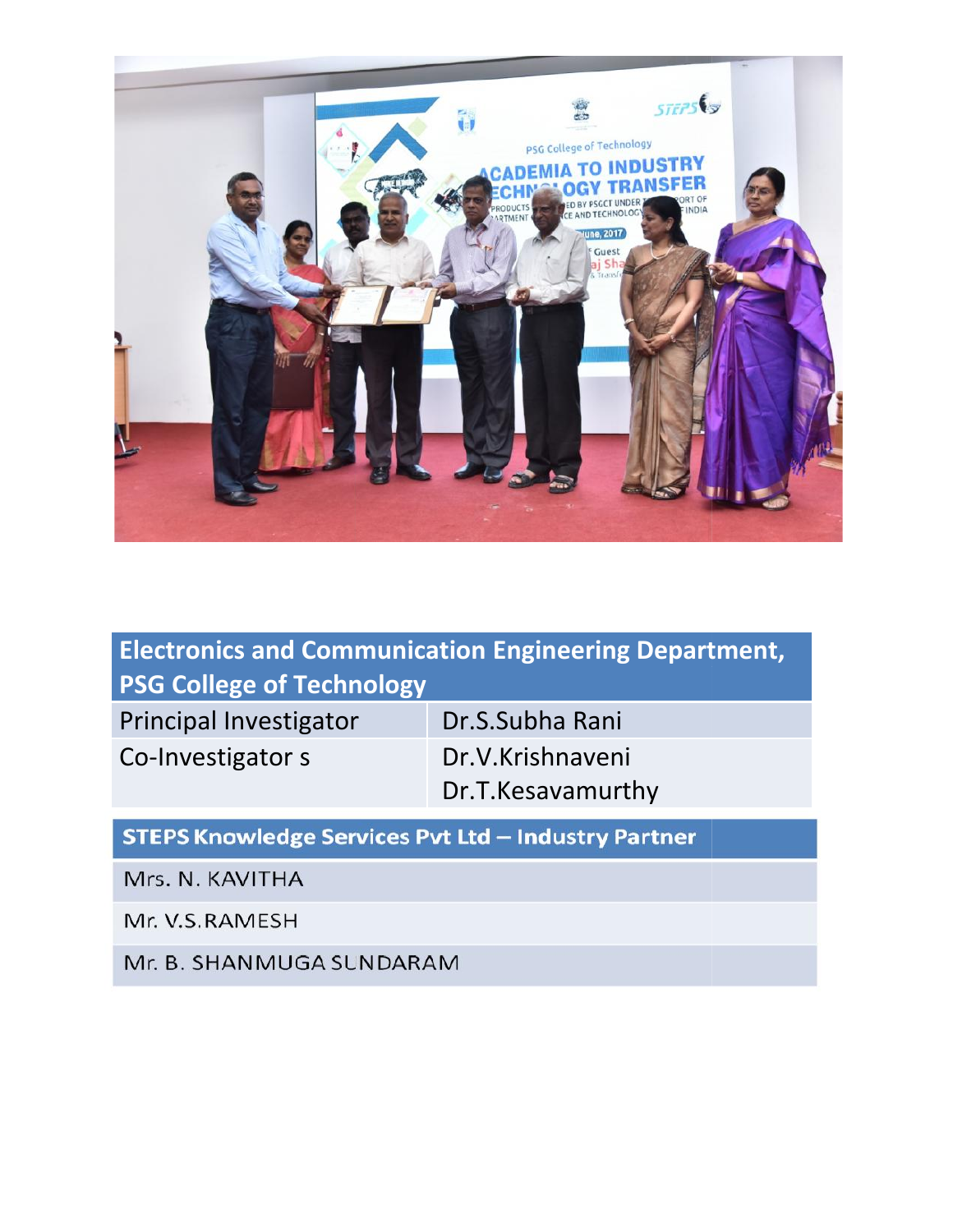| Electronics and Communication Engineering Department, PSG College of Technology | |
|---|---|
| Principal Investigator | Dr.S.Subha Rani |
| Co-Investigator s | Dr.V.Krishnaveni<br>Dr.T.Kesavamurthy |

| STEPS Knowledge Services Pvt Ltd – Industry Partner |
|---|
| Mrs. N. KAVITHA |
| Mr. V.S.RAMESH |
| Mr. B. SHANMUGA SUNDARAM |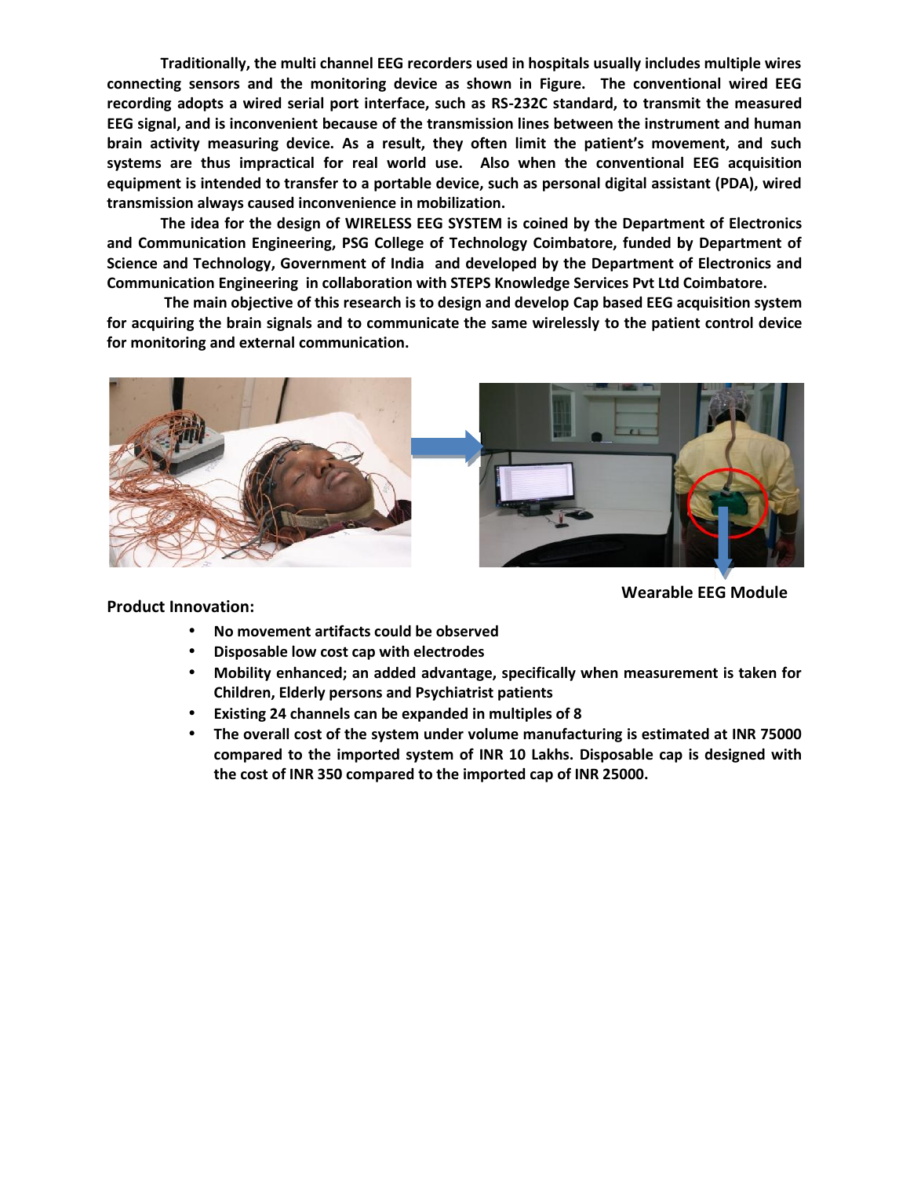**Traditionally, the multi channel EEG recorders used in hospitals usually includes multiple wires connecting sensors and the monitoring device as shown in Figure. The conventional wired EEG recording adopts a wired serial port interface, such as RS-232C standard, to transmit the measured EEG signal, and is inconvenient because of the transmission lines between the instrument and human brain activity measuring device. As a result, they often limit the patient's movement, and such systems are thus impractical for real world use. Also when the conventional EEG acquisition equipment is intended to transfer to a portable device, such as personal digital assistant (PDA), wired transmission always caused inconvenience in mobilization.**

**The idea for the design of WIRELESS EEG SYSTEM is coined by the Department of Electronics and Communication Engineering, PSG College of Technology Coimbatore, funded by Department of Science and Technology, Government of India and developed by the Department of Electronics and Communication Engineering in collaboration with STEPS Knowledge Services Pvt Ltd Coimbatore.**

**The main objective of this research is to design and develop Cap based EEG acquisition system for acquiring the brain signals and to communicate the same wirelessly to the patient control device for monitoring and external communication.**

**Wearable EEG Module**

**Product Innovation:**

- **No movement artifacts could be observed**
- **Disposable low cost cap with electrodes**
- **Mobility enhanced; an added advantage, specifically when measurement is taken for Children, Elderly persons and Psychiatrist patients**
- **Existing 24 channels can be expanded in multiples of 8**
- **The overall cost of the system under volume manufacturing is estimated at INR 75000 compared to the imported system of INR 10 Lakhs. Disposable cap is designed with the cost of INR 350 compared to the imported cap of INR 25000.**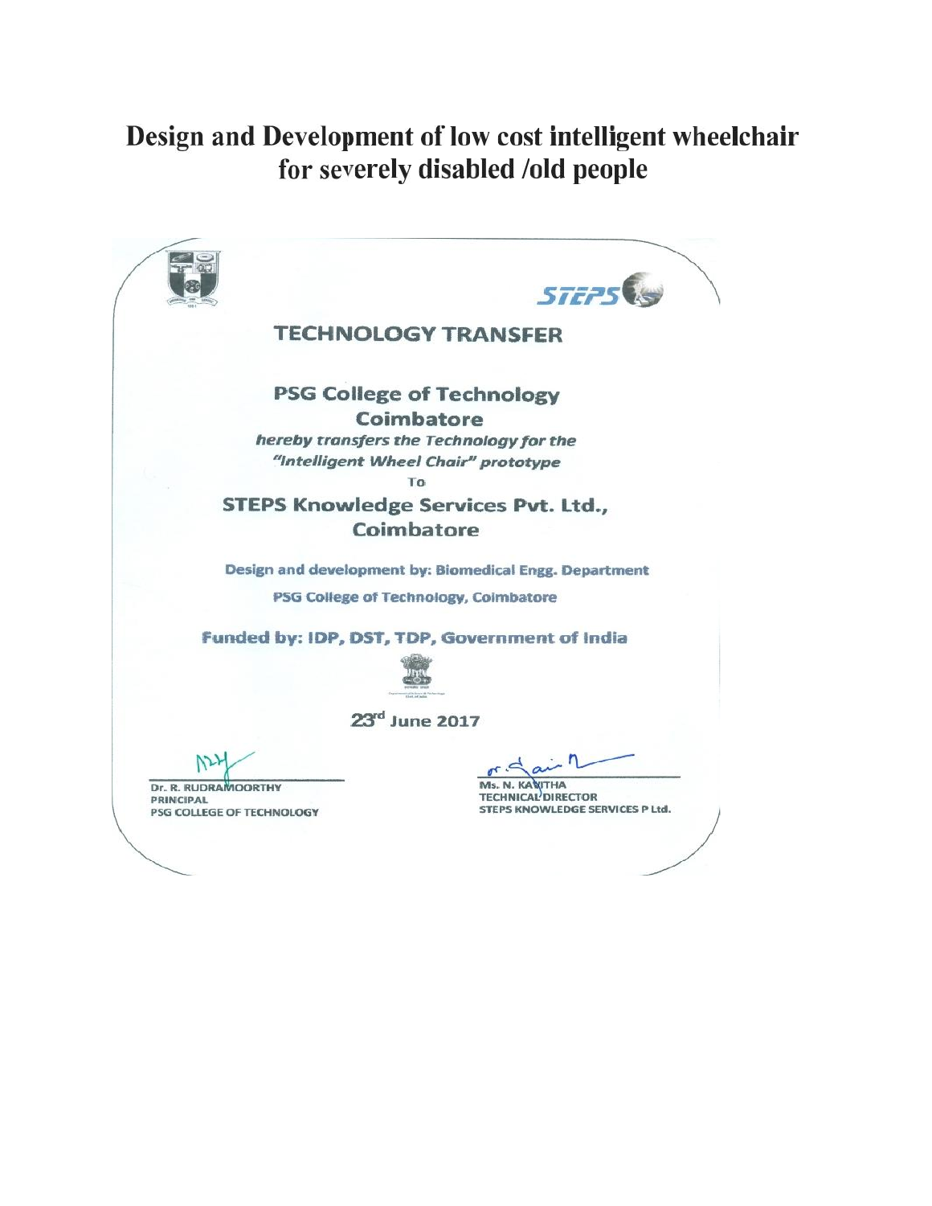# Design and Development of low cost intelligent wheelchair for severely disabled /old people

## TECHNOLOGY TRANSFER

**PSG College of Technology**
**Coimbatore**

***hereby transfers the Technology for the***
***"Intelligent Wheel Chair" prototype***

To

**STEPS Knowledge Services Pvt. Ltd.,**
**Coimbatore**

**Design and development by: Biomedical Engg. Department**

**PSG College of Technology, Coimbatore**

**Funded by: IDP, DST, TDP, Government of India**

**23rd June 2017**

**Dr. R. RUDRAMOORTHY**
**PRINCIPAL**
**PSG COLLEGE OF TECHNOLOGY**

**Ms. N. KAVITHA**
**TECHNICAL DIRECTOR**
**STEPS KNOWLEDGE SERVICES P Ltd.**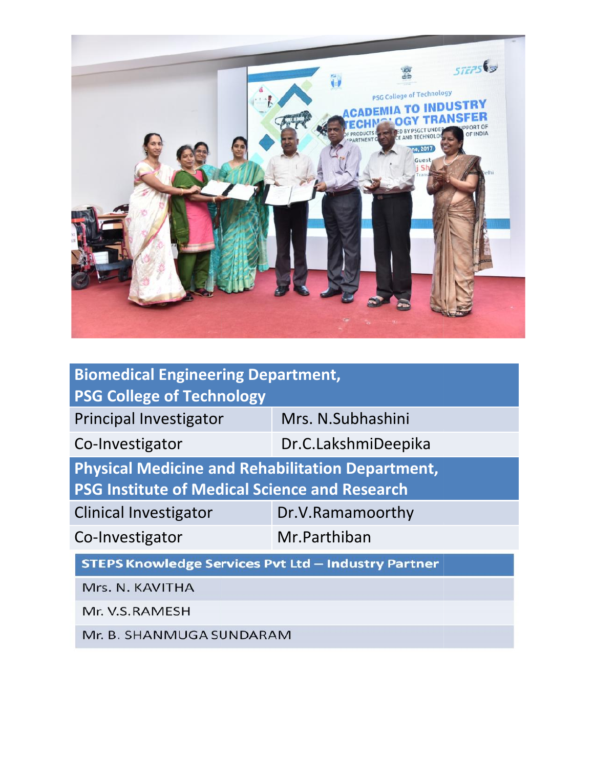| Biomedical Engineering Department, PSG College of Technology | |
|---|---|
| Principal Investigator | Mrs. N.Subhashini |
| Co-Investigator | Dr.C.LakshmiDeepika |
| **Physical Medicine and Rehabilitation Department, PSG Institute of Medical Science and Research** | |
| Clinical Investigator | Dr.V.Ramamoorthy |
| Co-Investigator | Mr.Parthiban |

| STEPS Knowledge Services Pvt Ltd – Industry Partner |
|---|
| Mrs. N. KAVITHA |
| Mr. V.S.RAMESH |
| Mr. B. SHANMUGA SUNDARAM |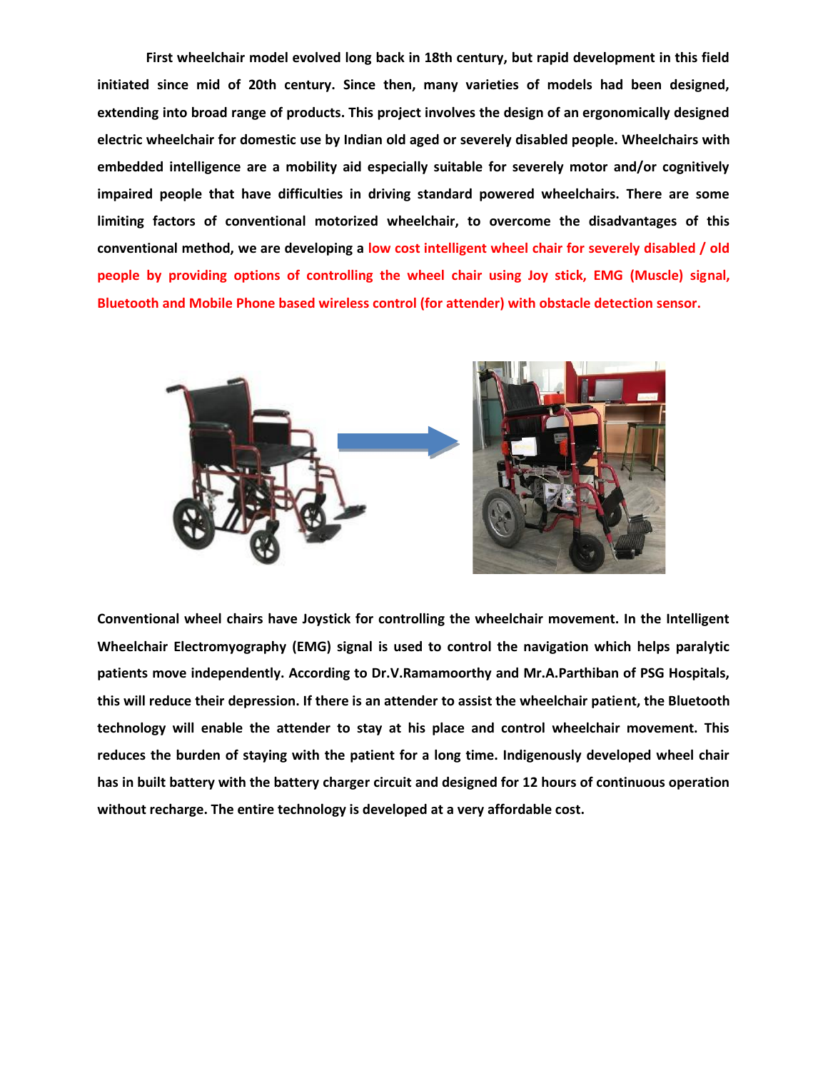**First wheelchair model evolved long back in 18th century, but rapid development in this field initiated since mid of 20th century. Since then, many varieties of models had been designed, extending into broad range of products. This project involves the design of an ergonomically designed electric wheelchair for domestic use by Indian old aged or severely disabled people. Wheelchairs with embedded intelligence are a mobility aid especially suitable for severely motor and/or cognitively impaired people that have difficulties in driving standard powered wheelchairs. There are some limiting factors of conventional motorized wheelchair, to overcome the disadvantages of this conventional method, we are developing a low cost intelligent wheel chair for severely disabled / old people by providing options of controlling the wheel chair using Joy stick, EMG (Muscle) signal, Bluetooth and Mobile Phone based wireless control (for attender) with obstacle detection sensor.**

**Conventional wheel chairs have Joystick for controlling the wheelchair movement. In the Intelligent Wheelchair Electromyography (EMG) signal is used to control the navigation which helps paralytic patients move independently. According to Dr.V.Ramamoorthy and Mr.A.Parthiban of PSG Hospitals, this will reduce their depression. If there is an attender to assist the wheelchair patient, the Bluetooth technology will enable the attender to stay at his place and control wheelchair movement. This reduces the burden of staying with the patient for a long time. Indigenously developed wheel chair has in built battery with the battery charger circuit and designed for 12 hours of continuous operation without recharge. The entire technology is developed at a very affordable cost.**